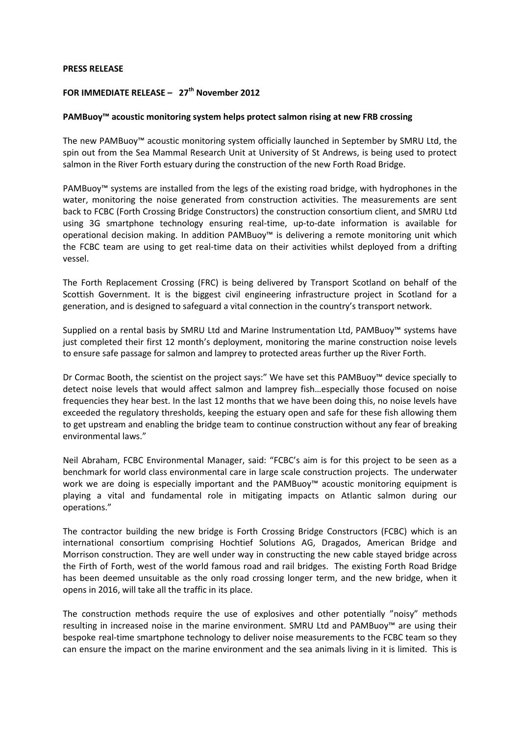**PRESS RELEASE**

**FOR IMMEDIATE RELEASE – 27th November 2012**

**PAMBuoy™ acoustic monitoring system helps protect salmon rising at new FRB crossing**

The new PAMBuoy™ acoustic monitoring system officially launched in September by SMRU Ltd, the spin out from the Sea Mammal Research Unit at University of St Andrews, is being used to protect salmon in the River Forth estuary during the construction of the new Forth Road Bridge.

PAMBuoy™ systems are installed from the legs of the existing road bridge, with hydrophones in the water, monitoring the noise generated from construction activities. The measurements are sent back to FCBC (Forth Crossing Bridge Constructors) the construction consortium client, and SMRU Ltd using 3G smartphone technology ensuring real-time, up-to-date information is available for operational decision making. In addition PAMBuoy™ is delivering a remote monitoring unit which the FCBC team are using to get real-time data on their activities whilst deployed from a drifting vessel.

The Forth Replacement Crossing (FRC) is being delivered by Transport Scotland on behalf of the Scottish Government. It is the biggest civil engineering infrastructure project in Scotland for a generation, and is designed to safeguard a vital connection in the country's transport network.

Supplied on a rental basis by SMRU Ltd and Marine Instrumentation Ltd, PAMBuoy™ systems have just completed their first 12 month's deployment, monitoring the marine construction noise levels to ensure safe passage for salmon and lamprey to protected areas further up the River Forth.

Dr Cormac Booth, the scientist on the project says:" We have set this PAMBuoy™ device specially to detect noise levels that would affect salmon and lamprey fish…especially those focused on noise frequencies they hear best. In the last 12 months that we have been doing this, no noise levels have exceeded the regulatory thresholds, keeping the estuary open and safe for these fish allowing them to get upstream and enabling the bridge team to continue construction without any fear of breaking environmental laws."

Neil Abraham, FCBC Environmental Manager, said: "FCBC's aim is for this project to be seen as a benchmark for world class environmental care in large scale construction projects. The underwater work we are doing is especially important and the PAMBuoy™ acoustic monitoring equipment is playing a vital and fundamental role in mitigating impacts on Atlantic salmon during our operations."

The contractor building the new bridge is Forth Crossing Bridge Constructors (FCBC) which is an international consortium comprising Hochtief Solutions AG, Dragados, American Bridge and Morrison construction. They are well under way in constructing the new cable stayed bridge across the Firth of Forth, west of the world famous road and rail bridges. The existing Forth Road Bridge has been deemed unsuitable as the only road crossing longer term, and the new bridge, when it opens in 2016, will take all the traffic in its place.

The construction methods require the use of explosives and other potentially "noisy" methods resulting in increased noise in the marine environment. SMRU Ltd and PAMBuoy™ are using their bespoke real-time smartphone technology to deliver noise measurements to the FCBC team so they can ensure the impact on the marine environment and the sea animals living in it is limited. This is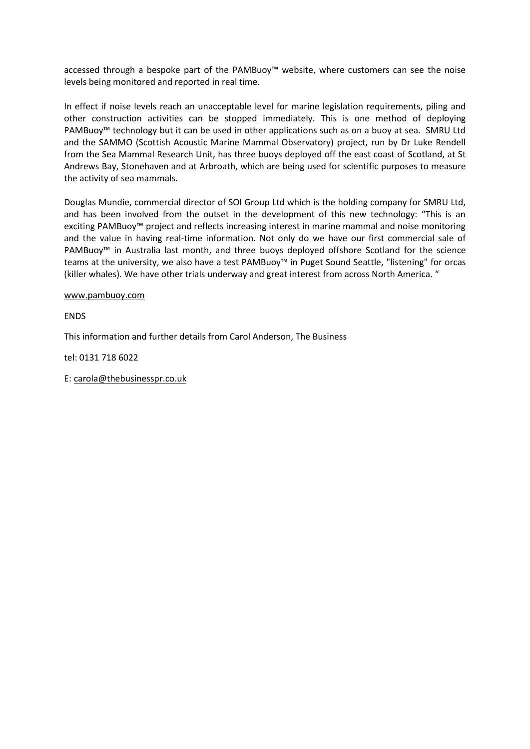accessed through a bespoke part of the PAMBuoy™ website, where customers can see the noise levels being monitored and reported in real time.

In effect if noise levels reach an unacceptable level for marine legislation requirements, piling and other construction activities can be stopped immediately. This is one method of deploying PAMBuoy™ technology but it can be used in other applications such as on a buoy at sea. SMRU Ltd and the SAMMO (Scottish Acoustic Marine Mammal Observatory) project, run by Dr Luke Rendell from the Sea Mammal Research Unit, has three buoys deployed off the east coast of Scotland, at St Andrews Bay, Stonehaven and at Arbroath, which are being used for scientific purposes to measure the activity of sea mammals.

Douglas Mundie, commercial director of SOI Group Ltd which is the holding company for SMRU Ltd, and has been involved from the outset in the development of this new technology: "This is an exciting PAMBuoy™ project and reflects increasing interest in marine mammal and noise monitoring and the value in having real-time information. Not only do we have our first commercial sale of PAMBuoy™ in Australia last month, and three buoys deployed offshore Scotland for the science teams at the university, we also have a test PAMBuoy™ in Puget Sound Seattle, "listening" for orcas (killer whales). We have other trials underway and great interest from across North America. "

www.pambuoy.com

ENDS

This information and further details from Carol Anderson, The Business

tel: 0131 718 6022

E: carola@thebusinesspr.co.uk